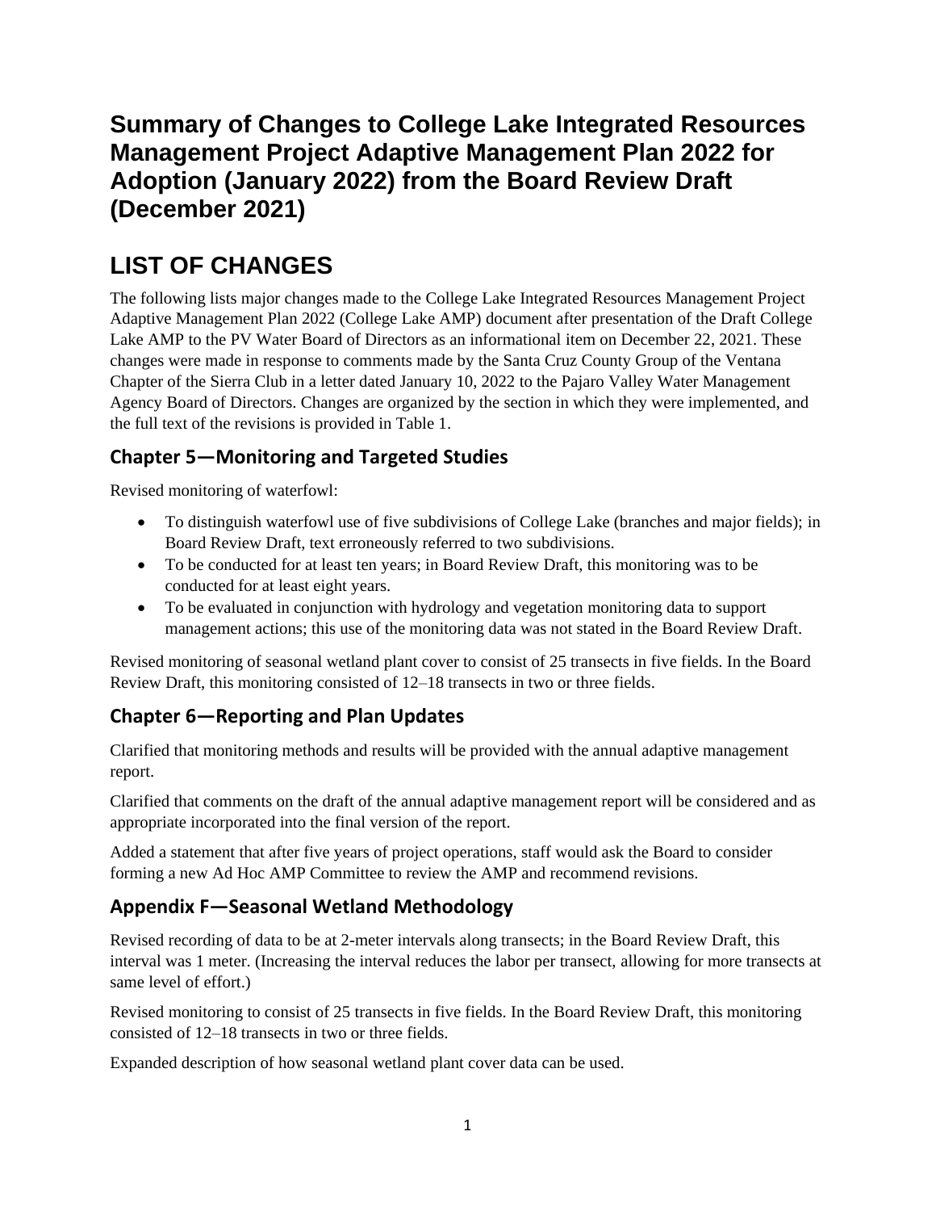# Summary of Changes to College Lake Integrated Resources Management Project Adaptive Management Plan 2022 for Adoption (January 2022) from the Board Review Draft (December 2021)

# LIST OF CHANGES

The following lists major changes made to the College Lake Integrated Resources Management Project Adaptive Management Plan 2022 (College Lake AMP) document after presentation of the Draft College Lake AMP to the PV Water Board of Directors as an informational item on December 22, 2021. These changes were made in response to comments made by the Santa Cruz County Group of the Ventana Chapter of the Sierra Club in a letter dated January 10, 2022 to the Pajaro Valley Water Management Agency Board of Directors. Changes are organized by the section in which they were implemented, and the full text of the revisions is provided in Table 1.

## Chapter 5—Monitoring and Targeted Studies

Revised monitoring of waterfowl:

- To distinguish waterfowl use of five subdivisions of College Lake (branches and major fields); in Board Review Draft, text erroneously referred to two subdivisions.
- To be conducted for at least ten years; in Board Review Draft, this monitoring was to be conducted for at least eight years.
- To be evaluated in conjunction with hydrology and vegetation monitoring data to support management actions; this use of the monitoring data was not stated in the Board Review Draft.

Revised monitoring of seasonal wetland plant cover to consist of 25 transects in five fields. In the Board Review Draft, this monitoring consisted of 12–18 transects in two or three fields.

## Chapter 6—Reporting and Plan Updates

Clarified that monitoring methods and results will be provided with the annual adaptive management report.

Clarified that comments on the draft of the annual adaptive management report will be considered and as appropriate incorporated into the final version of the report.

Added a statement that after five years of project operations, staff would ask the Board to consider forming a new Ad Hoc AMP Committee to review the AMP and recommend revisions.

## Appendix F—Seasonal Wetland Methodology

Revised recording of data to be at 2-meter intervals along transects; in the Board Review Draft, this interval was 1 meter. (Increasing the interval reduces the labor per transect, allowing for more transects at same level of effort.)

Revised monitoring to consist of 25 transects in five fields. In the Board Review Draft, this monitoring consisted of 12–18 transects in two or three fields.

Expanded description of how seasonal wetland plant cover data can be used.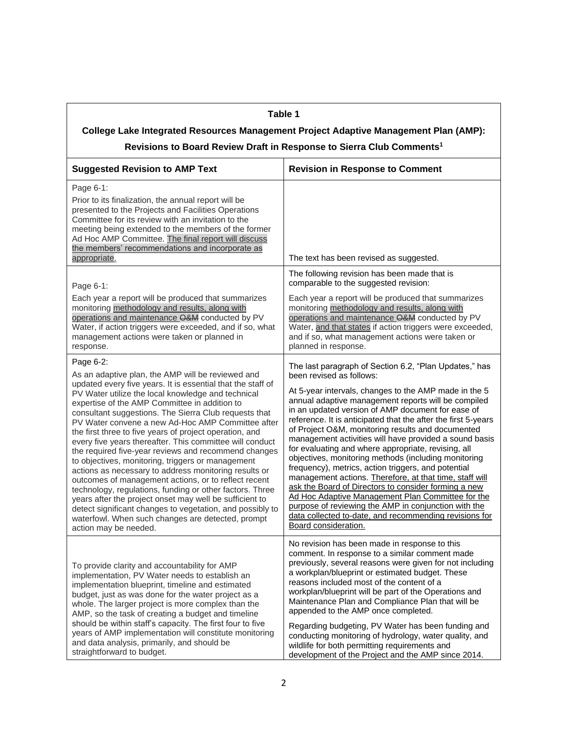**Table 1**

**College Lake Integrated Resources Management Project Adaptive Management Plan (AMP):**

**Revisions to Board Review Draft in Response to Sierra Club Comments[1]**

| Suggested Revision to AMP Text | Revision in Response to Comment |
|---|---|
| Page 6-1:<br>Prior to its finalization, the annual report will be presented to the Projects and Facilities Operations Committee for its review with an invitation to the meeting being extended to the members of the former Ad Hoc AMP Committee. The final report will discuss the members' recommendations and incorporate as appropriate. | The text has been revised as suggested. |
| Page 6-1:<br>Each year a report will be produced that summarizes monitoring methodology and results, along with operations and maintenance ~~O&M~~ conducted by PV Water, if action triggers were exceeded, and if so, what management actions were taken or planned in response. | The following revision has been made that is comparable to the suggested revision:<br>Each year a report will be produced that summarizes monitoring methodology and results, along with operations and maintenance ~~O&M~~ conducted by PV Water, and that states if action triggers were exceeded, and if so, what management actions were taken or planned in response. |
| Page 6-2:<br>As an adaptive plan, the AMP will be reviewed and updated every five years. It is essential that the staff of PV Water utilize the local knowledge and technical expertise of the AMP Committee in addition to consultant suggestions. The Sierra Club requests that PV Water convene a new Ad-Hoc AMP Committee after the first three to five years of project operation, and every five years thereafter. This committee will conduct the required five-year reviews and recommend changes to objectives, monitoring, triggers or management actions as necessary to address monitoring results or outcomes of management actions, or to reflect recent technology, regulations, funding or other factors. Three years after the project onset may well be sufficient to detect significant changes to vegetation, and possibly to waterfowl. When such changes are detected, prompt action may be needed. | The last paragraph of Section 6.2, "Plan Updates," has been revised as follows:<br>At 5-year intervals, changes to the AMP made in the 5 annual adaptive management reports will be compiled in an updated version of AMP document for ease of reference. It is anticipated that the after the first 5-years of Project O&M, monitoring results and documented management activities will have provided a sound basis for evaluating and where appropriate, revising, all objectives, monitoring methods (including monitoring frequency), metrics, action triggers, and potential management actions. Therefore, at that time, staff will ask the Board of Directors to consider forming a new Ad Hoc Adaptive Management Plan Committee for the purpose of reviewing the AMP in conjunction with the data collected to-date, and recommending revisions for Board consideration. |
| To provide clarity and accountability for AMP implementation, PV Water needs to establish an implementation blueprint, timeline and estimated budget, just as was done for the water project as a whole. The larger project is more complex than the AMP, so the task of creating a budget and timeline should be within staff's capacity. The first four to five years of AMP implementation will constitute monitoring and data analysis, primarily, and should be straightforward to budget. | No revision has been made in response to this comment. In response to a similar comment made previously, several reasons were given for not including a workplan/blueprint or estimated budget. These reasons included most of the content of a workplan/blueprint will be part of the Operations and Maintenance Plan and Compliance Plan that will be appended to the AMP once completed.<br>Regarding budgeting, PV Water has been funding and conducting monitoring of hydrology, water quality, and wildlife for both permitting requirements and development of the Project and the AMP since 2014. |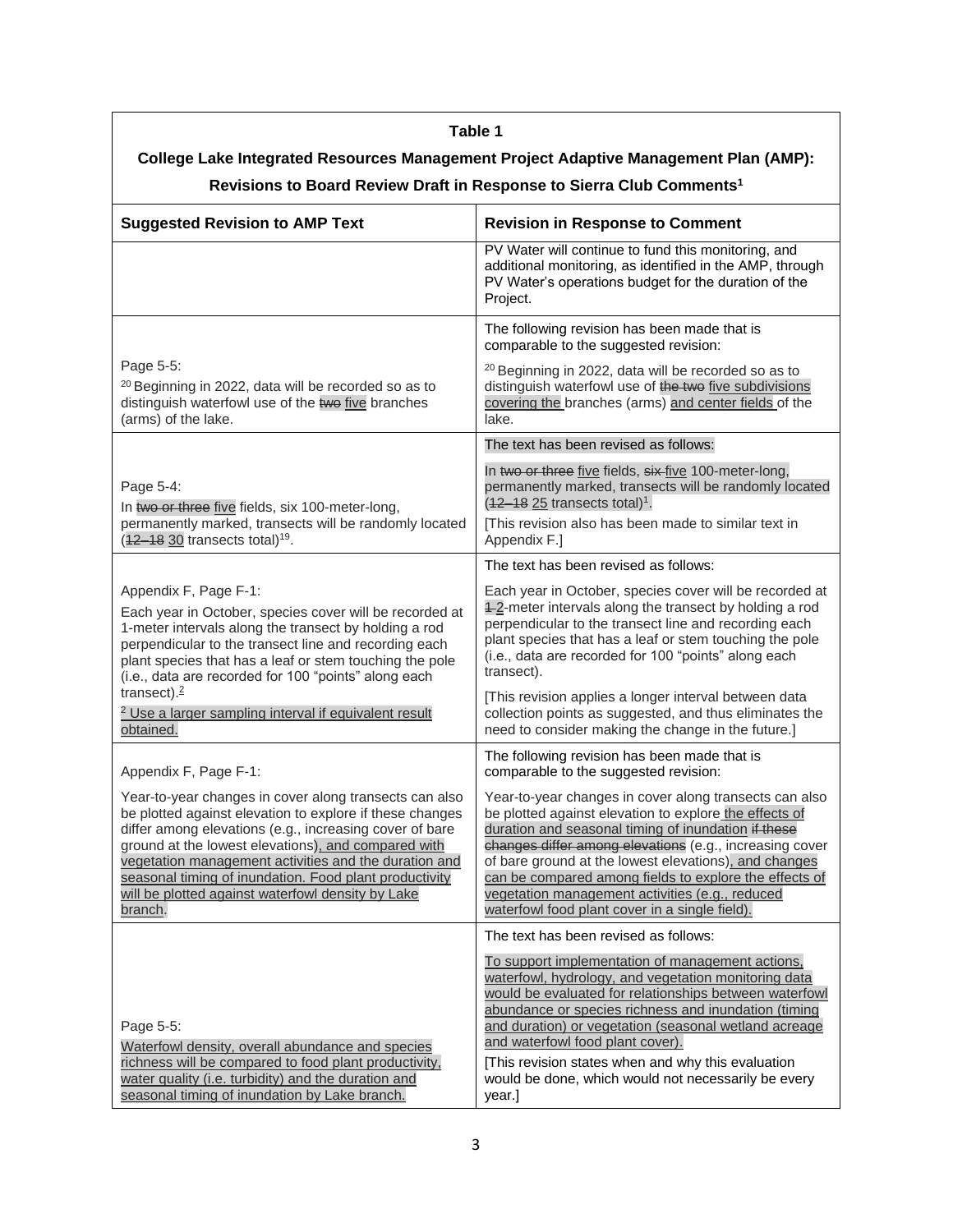| **Table 1**<br>**College Lake Integrated Resources Management Project Adaptive Management Plan (AMP): Revisions to Board Review Draft in Response to Sierra Club Comments[1]** | |
|---|---|
| **Suggested Revision to AMP Text** | **Revision in Response to Comment** |
| | PV Water will continue to fund this monitoring, and additional monitoring, as identified in the AMP, through PV Water's operations budget for the duration of the Project. |
| Page 5-5:<br>[20] Beginning in 2022, data will be recorded so as to distinguish waterfowl use of the ~~two~~ five branches (arms) of the lake. | The following revision has been made that is comparable to the suggested revision:<br>[20] Beginning in 2022, data will be recorded so as to distinguish waterfowl use of ~~the two~~ five subdivisions covering the branches (arms) and center fields of the lake. |
| Page 5-4:<br>In ~~two or three~~ five fields, six 100-meter-long, permanently marked, transects will be randomly located (~~12–18~~ 30 transects total)[19]. | The text has been revised as follows:<br>In ~~two or three~~ five fields, ~~six~~ five 100-meter-long, permanently marked, transects will be randomly located (~~12–18~~ 25 transects total)[1].<br>[This revision also has been made to similar text in Appendix F.] |
| Appendix F, Page F-1:<br>Each year in October, species cover will be recorded at 1-meter intervals along the transect by holding a rod perpendicular to the transect line and recording each plant species that has a leaf or stem touching the pole (i.e., data are recorded for 100 "points" along each transect).[2]<br>[2] Use a larger sampling interval if equivalent result obtained. | The text has been revised as follows:<br>Each year in October, species cover will be recorded at ~~1~~ 2-meter intervals along the transect by holding a rod perpendicular to the transect line and recording each plant species that has a leaf or stem touching the pole (i.e., data are recorded for 100 "points" along each transect).<br>[This revision applies a longer interval between data collection points as suggested, and thus eliminates the need to consider making the change in the future.] |
| Appendix F, Page F-1:<br>Year-to-year changes in cover along transects can also be plotted against elevation to explore if these changes differ among elevations (e.g., increasing cover of bare ground at the lowest elevations), and compared with vegetation management activities and the duration and seasonal timing of inundation. Food plant productivity will be plotted against waterfowl density by Lake branch. | The following revision has been made that is comparable to the suggested revision:<br>Year-to-year changes in cover along transects can also be plotted against elevation to explore the effects of duration and seasonal timing of inundation ~~if these changes differ among elevations~~ (e.g., increasing cover of bare ground at the lowest elevations), and changes can be compared among fields to explore the effects of vegetation management activities (e.g., reduced waterfowl food plant cover in a single field). |
| Page 5-5:<br>Waterfowl density, overall abundance and species richness will be compared to food plant productivity, water quality (i.e. turbidity) and the duration and seasonal timing of inundation by Lake branch. | The text has been revised as follows:<br>To support implementation of management actions, waterfowl, hydrology, and vegetation monitoring data would be evaluated for relationships between waterfowl abundance or species richness and inundation (timing and duration) or vegetation (seasonal wetland acreage and waterfowl food plant cover).<br>[This revision states when and why this evaluation would be done, which would not necessarily be every year.] |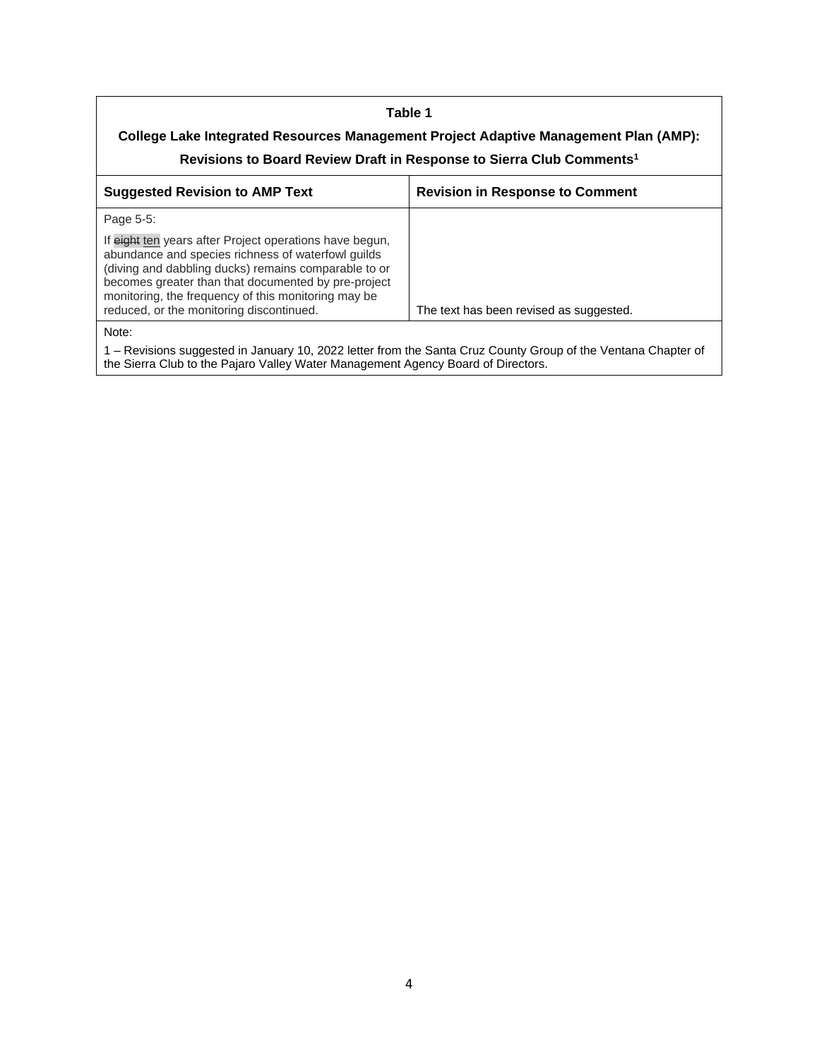**Table 1**

**College Lake Integrated Resources Management Project Adaptive Management Plan (AMP):**

**Revisions to Board Review Draft in Response to Sierra Club Comments[1]**

| Suggested Revision to AMP Text | Revision in Response to Comment |
|---|---|
| Page 5-5:<br><br>If ~~eight~~ <u>ten</u> years after Project operations have begun, abundance and species richness of waterfowl guilds (diving and dabbling ducks) remains comparable to or becomes greater than that documented by pre-project monitoring, the frequency of this monitoring may be reduced, or the monitoring discontinued. | The text has been revised as suggested. |

Note:

1 – Revisions suggested in January 10, 2022 letter from the Santa Cruz County Group of the Ventana Chapter of the Sierra Club to the Pajaro Valley Water Management Agency Board of Directors.